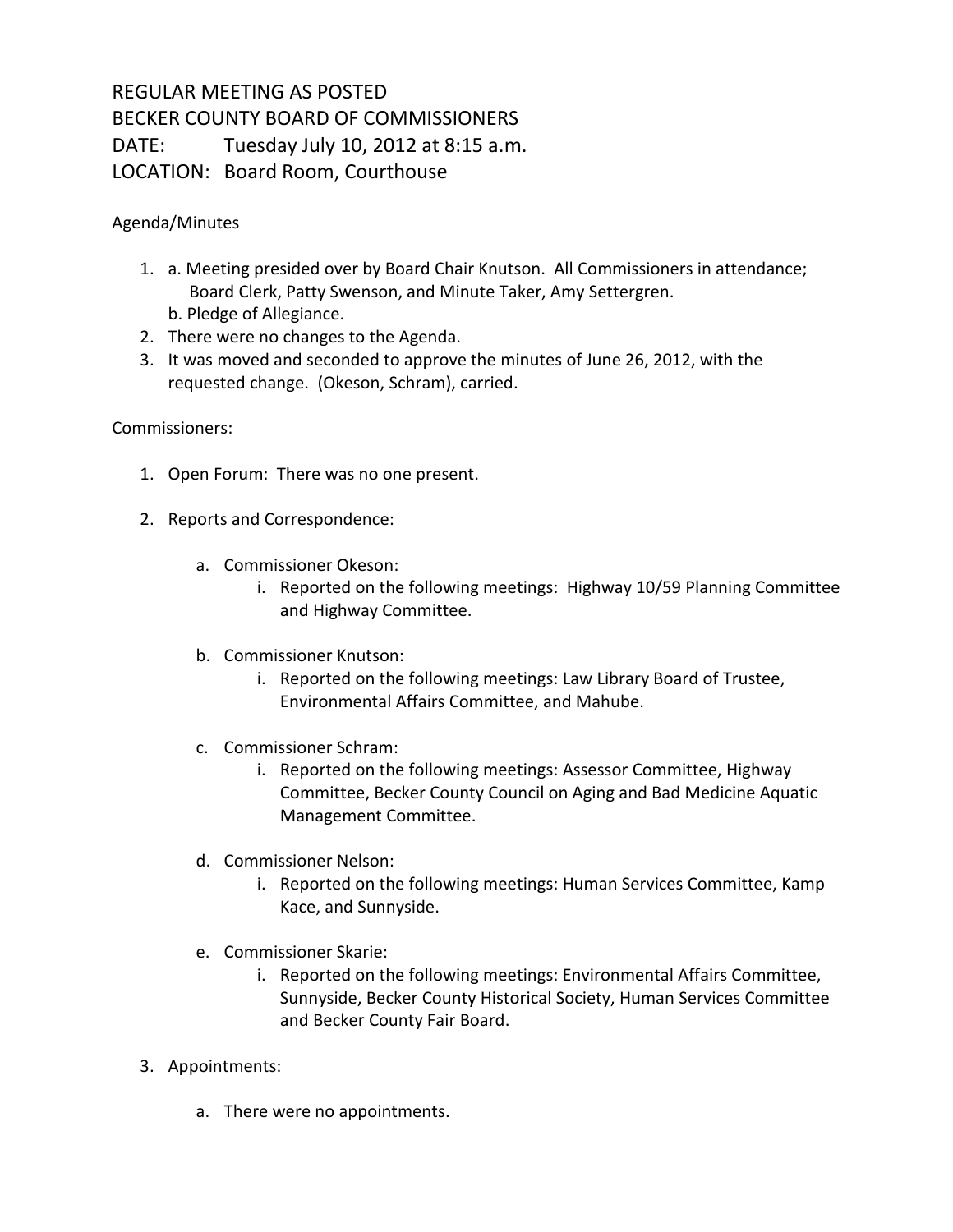REGULAR MEETING AS POSTED
BECKER COUNTY BOARD OF COMMISSIONERS
DATE: Tuesday July 10, 2012 at 8:15 a.m.
LOCATION: Board Room, Courthouse

Agenda/Minutes

1. a. Meeting presided over by Board Chair Knutson. All Commissioners in attendance; Board Clerk, Patty Swenson, and Minute Taker, Amy Settergren.
   b. Pledge of Allegiance.
2. There were no changes to the Agenda.
3. It was moved and seconded to approve the minutes of June 26, 2012, with the requested change. (Okeson, Schram), carried.

Commissioners:

1. Open Forum: There was no one present.

2. Reports and Correspondence:

   a. Commissioner Okeson:
      i. Reported on the following meetings: Highway 10/59 Planning Committee and Highway Committee.

   b. Commissioner Knutson:
      i. Reported on the following meetings: Law Library Board of Trustee, Environmental Affairs Committee, and Mahube.

   c. Commissioner Schram:
      i. Reported on the following meetings: Assessor Committee, Highway Committee, Becker County Council on Aging and Bad Medicine Aquatic Management Committee.

   d. Commissioner Nelson:
      i. Reported on the following meetings: Human Services Committee, Kamp Kace, and Sunnyside.

   e. Commissioner Skarie:
      i. Reported on the following meetings: Environmental Affairs Committee, Sunnyside, Becker County Historical Society, Human Services Committee and Becker County Fair Board.

3. Appointments:

   a. There were no appointments.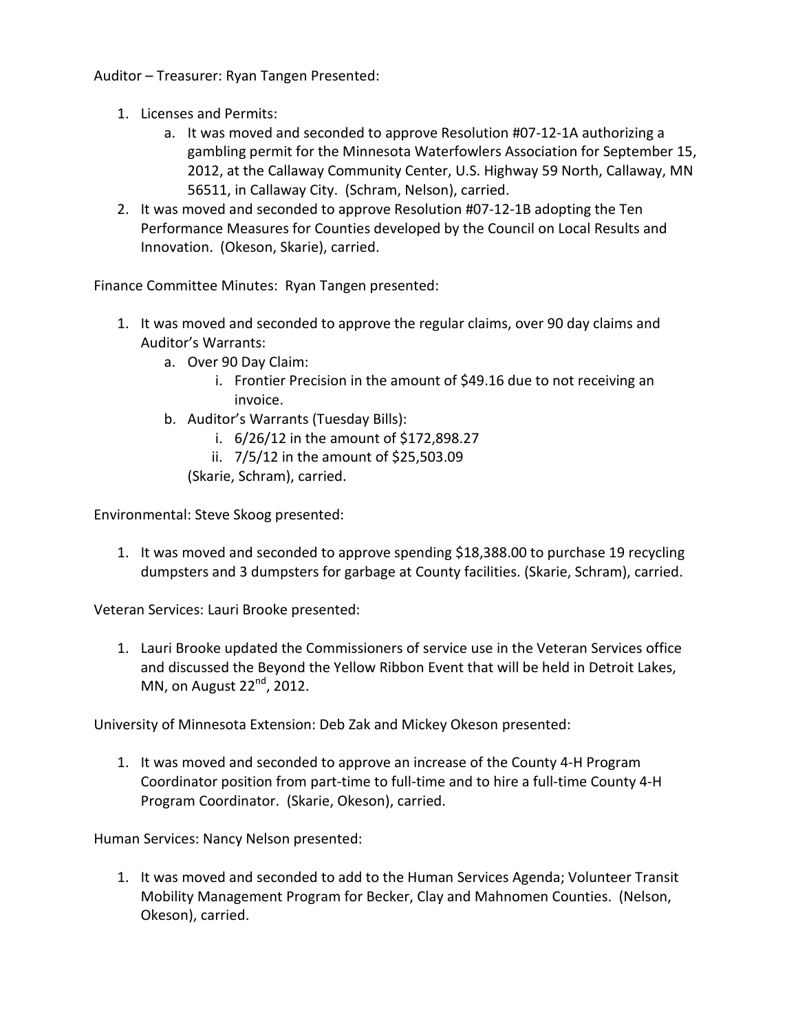Auditor – Treasurer: Ryan Tangen Presented:

1. Licenses and Permits:
   a. It was moved and seconded to approve Resolution #07-12-1A authorizing a gambling permit for the Minnesota Waterfowlers Association for September 15, 2012, at the Callaway Community Center, U.S. Highway 59 North, Callaway, MN 56511, in Callaway City. (Schram, Nelson), carried.
2. It was moved and seconded to approve Resolution #07-12-1B adopting the Ten Performance Measures for Counties developed by the Council on Local Results and Innovation. (Okeson, Skarie), carried.

Finance Committee Minutes: Ryan Tangen presented:

1. It was moved and seconded to approve the regular claims, over 90 day claims and Auditor's Warrants:
   a. Over 90 Day Claim:
      i. Frontier Precision in the amount of $49.16 due to not receiving an invoice.
   b. Auditor's Warrants (Tuesday Bills):
      i. 6/26/12 in the amount of $172,898.27
      ii. 7/5/12 in the amount of $25,503.09

   (Skarie, Schram), carried.

Environmental: Steve Skoog presented:

1. It was moved and seconded to approve spending $18,388.00 to purchase 19 recycling dumpsters and 3 dumpsters for garbage at County facilities. (Skarie, Schram), carried.

Veteran Services: Lauri Brooke presented:

1. Lauri Brooke updated the Commissioners of service use in the Veteran Services office and discussed the Beyond the Yellow Ribbon Event that will be held in Detroit Lakes, MN, on August 22nd, 2012.

University of Minnesota Extension: Deb Zak and Mickey Okeson presented:

1. It was moved and seconded to approve an increase of the County 4-H Program Coordinator position from part-time to full-time and to hire a full-time County 4-H Program Coordinator. (Skarie, Okeson), carried.

Human Services: Nancy Nelson presented:

1. It was moved and seconded to add to the Human Services Agenda; Volunteer Transit Mobility Management Program for Becker, Clay and Mahnomen Counties. (Nelson, Okeson), carried.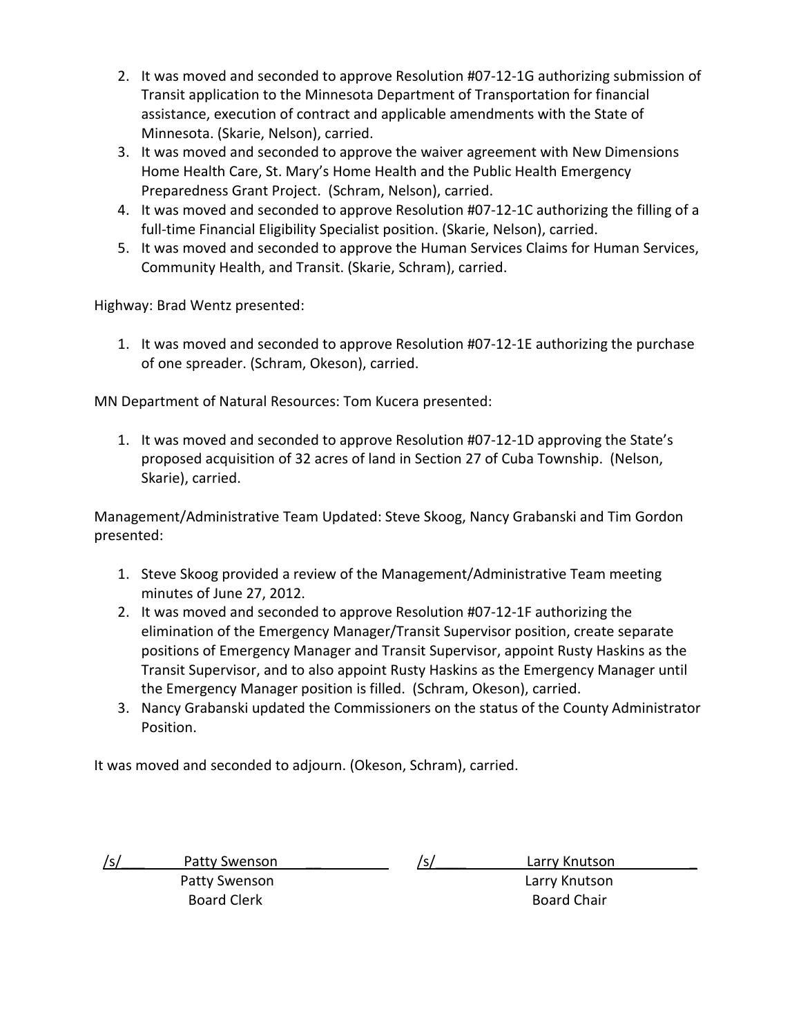2. It was moved and seconded to approve Resolution #07-12-1G authorizing submission of Transit application to the Minnesota Department of Transportation for financial assistance, execution of contract and applicable amendments with the State of Minnesota. (Skarie, Nelson), carried.
3. It was moved and seconded to approve the waiver agreement with New Dimensions Home Health Care, St. Mary's Home Health and the Public Health Emergency Preparedness Grant Project. (Schram, Nelson), carried.
4. It was moved and seconded to approve Resolution #07-12-1C authorizing the filling of a full-time Financial Eligibility Specialist position. (Skarie, Nelson), carried.
5. It was moved and seconded to approve the Human Services Claims for Human Services, Community Health, and Transit. (Skarie, Schram), carried.

Highway: Brad Wentz presented:

1. It was moved and seconded to approve Resolution #07-12-1E authorizing the purchase of one spreader. (Schram, Okeson), carried.

MN Department of Natural Resources: Tom Kucera presented:

1. It was moved and seconded to approve Resolution #07-12-1D approving the State's proposed acquisition of 32 acres of land in Section 27 of Cuba Township. (Nelson, Skarie), carried.

Management/Administrative Team Updated: Steve Skoog, Nancy Grabanski and Tim Gordon presented:

1. Steve Skoog provided a review of the Management/Administrative Team meeting minutes of June 27, 2012.
2. It was moved and seconded to approve Resolution #07-12-1F authorizing the elimination of the Emergency Manager/Transit Supervisor position, create separate positions of Emergency Manager and Transit Supervisor, appoint Rusty Haskins as the Transit Supervisor, and to also appoint Rusty Haskins as the Emergency Manager until the Emergency Manager position is filled. (Schram, Okeson), carried.
3. Nancy Grabanski updated the Commissioners on the status of the County Administrator Position.

It was moved and seconded to adjourn. (Okeson, Schram), carried.

/s/ Patty Swenson
Patty Swenson
Board Clerk

/s/ Larry Knutson
Larry Knutson
Board Chair